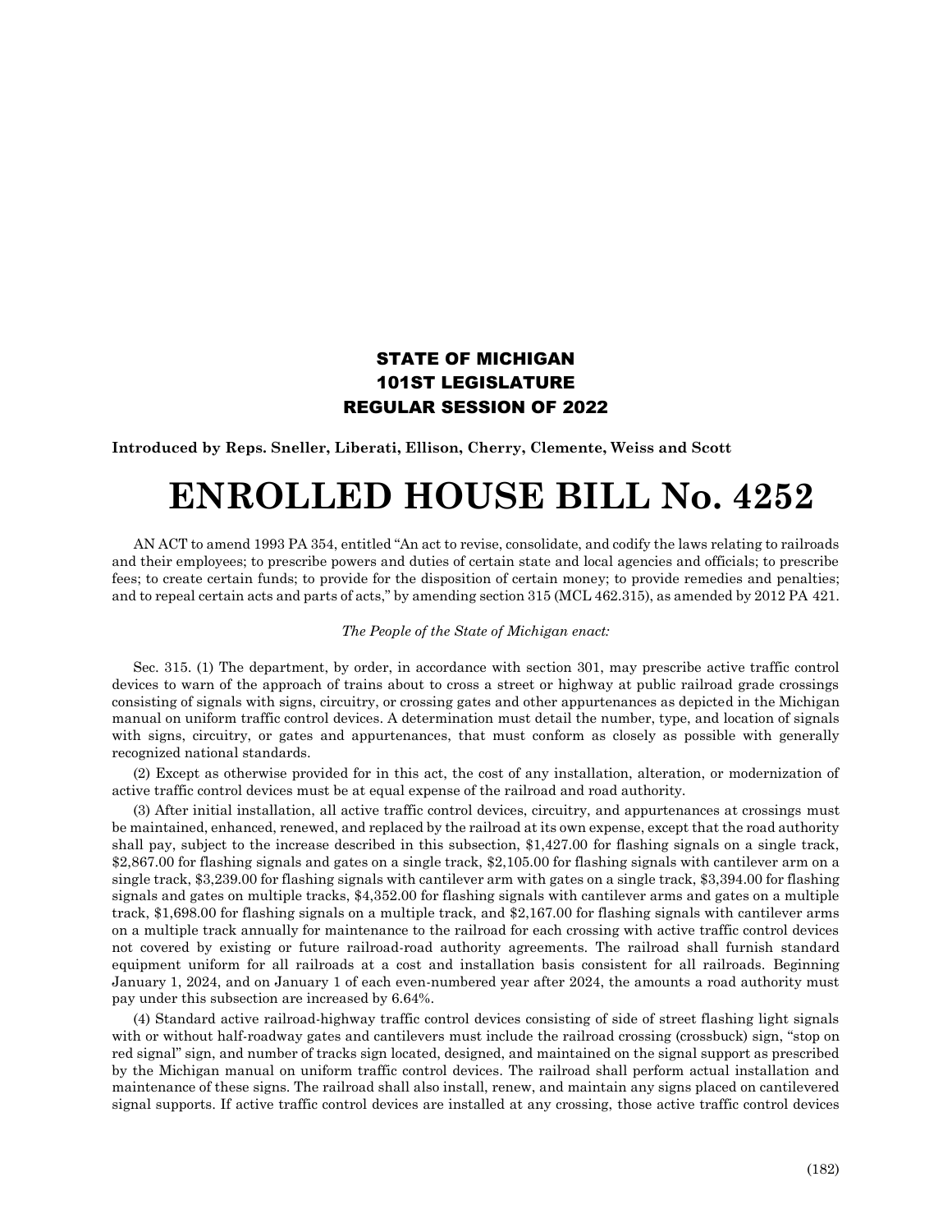**STATE OF MICHIGAN**
**101ST LEGISLATURE**
**REGULAR SESSION OF 2022**

**Introduced by Reps. Sneller, Liberati, Ellison, Cherry, Clemente, Weiss and Scott**

# ENROLLED HOUSE BILL No. 4252

AN ACT to amend 1993 PA 354, entitled "An act to revise, consolidate, and codify the laws relating to railroads and their employees; to prescribe powers and duties of certain state and local agencies and officials; to prescribe fees; to create certain funds; to provide for the disposition of certain money; to provide remedies and penalties; and to repeal certain acts and parts of acts," by amending section 315 (MCL 462.315), as amended by 2012 PA 421.

*The People of the State of Michigan enact:*

Sec. 315. (1) The department, by order, in accordance with section 301, may prescribe active traffic control devices to warn of the approach of trains about to cross a street or highway at public railroad grade crossings consisting of signals with signs, circuitry, or crossing gates and other appurtenances as depicted in the Michigan manual on uniform traffic control devices. A determination must detail the number, type, and location of signals with signs, circuitry, or gates and appurtenances, that must conform as closely as possible with generally recognized national standards.

(2) Except as otherwise provided for in this act, the cost of any installation, alteration, or modernization of active traffic control devices must be at equal expense of the railroad and road authority.

(3) After initial installation, all active traffic control devices, circuitry, and appurtenances at crossings must be maintained, enhanced, renewed, and replaced by the railroad at its own expense, except that the road authority shall pay, subject to the increase described in this subsection, $1,427.00 for flashing signals on a single track, $2,867.00 for flashing signals and gates on a single track, $2,105.00 for flashing signals with cantilever arm on a single track, $3,239.00 for flashing signals with cantilever arm with gates on a single track, $3,394.00 for flashing signals and gates on multiple tracks, $4,352.00 for flashing signals with cantilever arms and gates on a multiple track, $1,698.00 for flashing signals on a multiple track, and $2,167.00 for flashing signals with cantilever arms on a multiple track annually for maintenance to the railroad for each crossing with active traffic control devices not covered by existing or future railroad-road authority agreements. The railroad shall furnish standard equipment uniform for all railroads at a cost and installation basis consistent for all railroads. Beginning January 1, 2024, and on January 1 of each even-numbered year after 2024, the amounts a road authority must pay under this subsection are increased by 6.64%.

(4) Standard active railroad-highway traffic control devices consisting of side of street flashing light signals with or without half-roadway gates and cantilevers must include the railroad crossing (crossbuck) sign, "stop on red signal" sign, and number of tracks sign located, designed, and maintained on the signal support as prescribed by the Michigan manual on uniform traffic control devices. The railroad shall perform actual installation and maintenance of these signs. The railroad shall also install, renew, and maintain any signs placed on cantilevered signal supports. If active traffic control devices are installed at any crossing, those active traffic control devices

(182)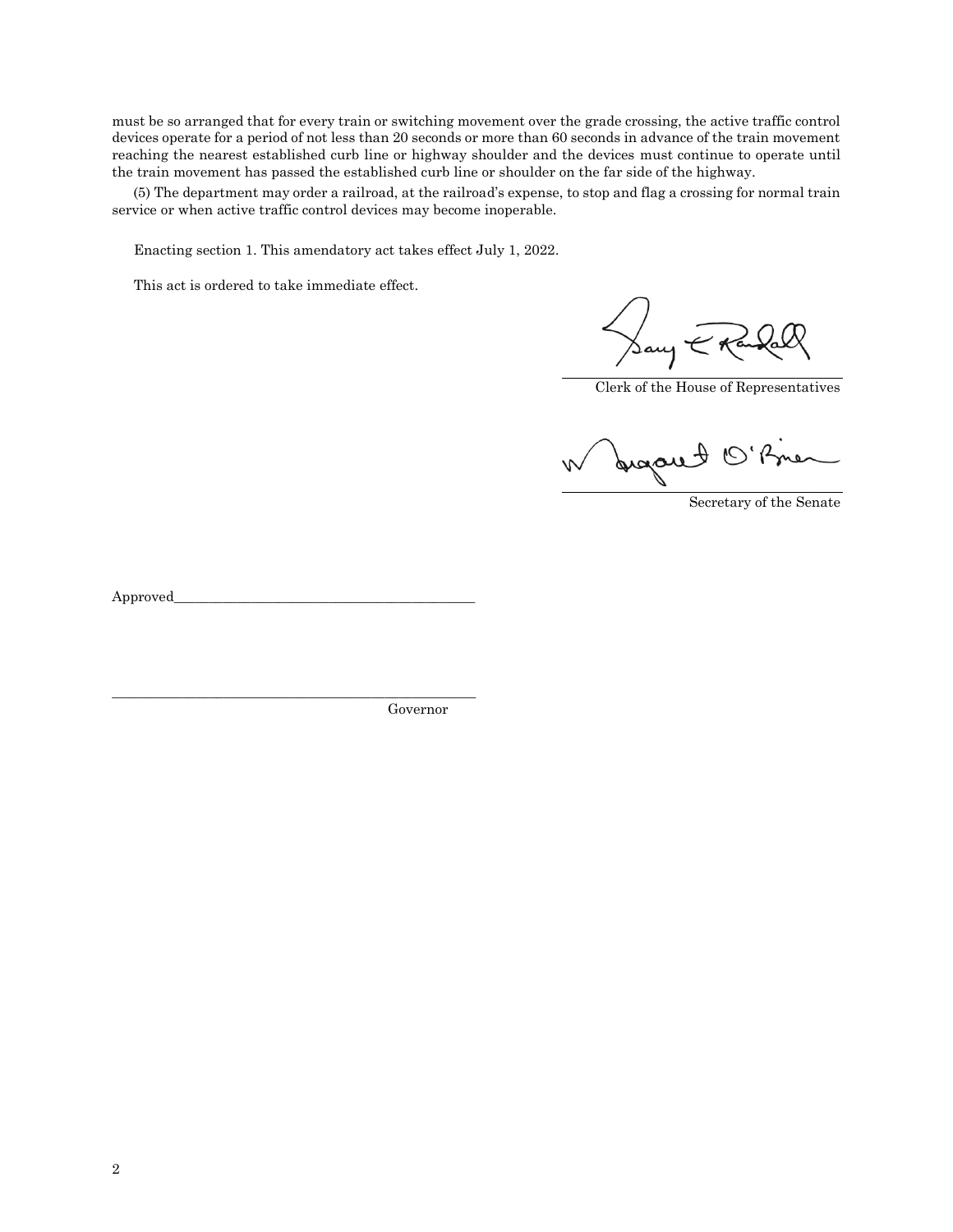must be so arranged that for every train or switching movement over the grade crossing, the active traffic control devices operate for a period of not less than 20 seconds or more than 60 seconds in advance of the train movement reaching the nearest established curb line or highway shoulder and the devices must continue to operate until the train movement has passed the established curb line or shoulder on the far side of the highway.

(5) The department may order a railroad, at the railroad's expense, to stop and flag a crossing for normal train service or when active traffic control devices may become inoperable.

Enacting section 1. This amendatory act takes effect July 1, 2022.

This act is ordered to take immediate effect.

Clerk of the House of Representatives

Secretary of the Senate

Approved\_\_\_\_\_\_\_\_\_\_\_\_\_\_\_\_\_\_\_\_\_\_\_\_\_\_\_\_\_\_\_\_\_\_\_\_\_\_\_\_\_\_\_\_\_

\_\_\_\_\_\_\_\_\_\_\_\_\_\_\_\_\_\_\_\_\_\_\_\_\_\_\_\_\_\_\_\_\_\_\_\_\_\_\_\_\_\_\_\_\_\_\_\_\_\_\_\_\_\_

Governor